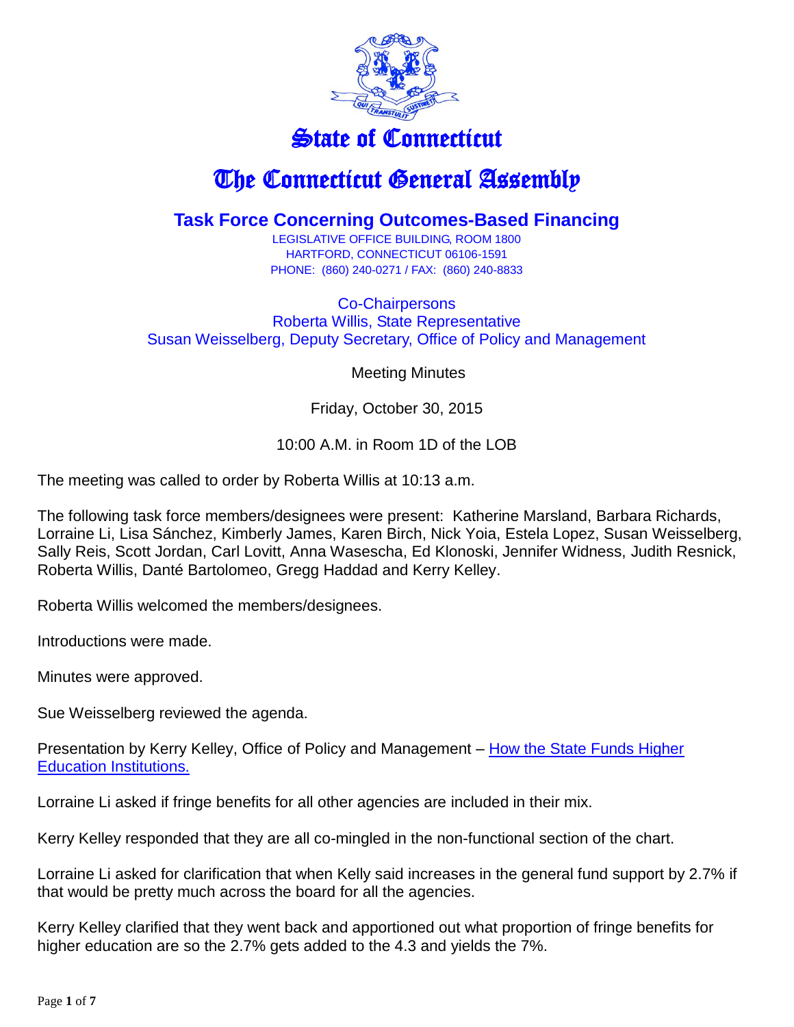# State of Connecticut

# The Connecticut General Assembly

## Task Force Concerning Outcomes-Based Financing

LEGISLATIVE OFFICE BUILDING, ROOM 1800
HARTFORD, CONNECTICUT 06106-1591
PHONE: (860) 240-0271 / FAX: (860) 240-8833

Co-Chairpersons
Roberta Willis, State Representative
Susan Weisselberg, Deputy Secretary, Office of Policy and Management

Meeting Minutes

Friday, October 30, 2015

10:00 A.M. in Room 1D of the LOB

The meeting was called to order by Roberta Willis at 10:13 a.m.

The following task force members/designees were present: Katherine Marsland, Barbara Richards, Lorraine Li, Lisa Sánchez, Kimberly James, Karen Birch, Nick Yoia, Estela Lopez, Susan Weisselberg, Sally Reis, Scott Jordan, Carl Lovitt, Anna Wasescha, Ed Klonoski, Jennifer Widness, Judith Resnick, Roberta Willis, Danté Bartolomeo, Gregg Haddad and Kerry Kelley.

Roberta Willis welcomed the members/designees.

Introductions were made.

Minutes were approved.

Sue Weisselberg reviewed the agenda.

Presentation by Kerry Kelley, Office of Policy and Management – [How the State Funds Higher Education Institutions.]()

Lorraine Li asked if fringe benefits for all other agencies are included in their mix.

Kerry Kelley responded that they are all co-mingled in the non-functional section of the chart.

Lorraine Li asked for clarification that when Kelly said increases in the general fund support by 2.7% if that would be pretty much across the board for all the agencies.

Kerry Kelley clarified that they went back and apportioned out what proportion of fringe benefits for higher education are so the 2.7% gets added to the 4.3 and yields the 7%.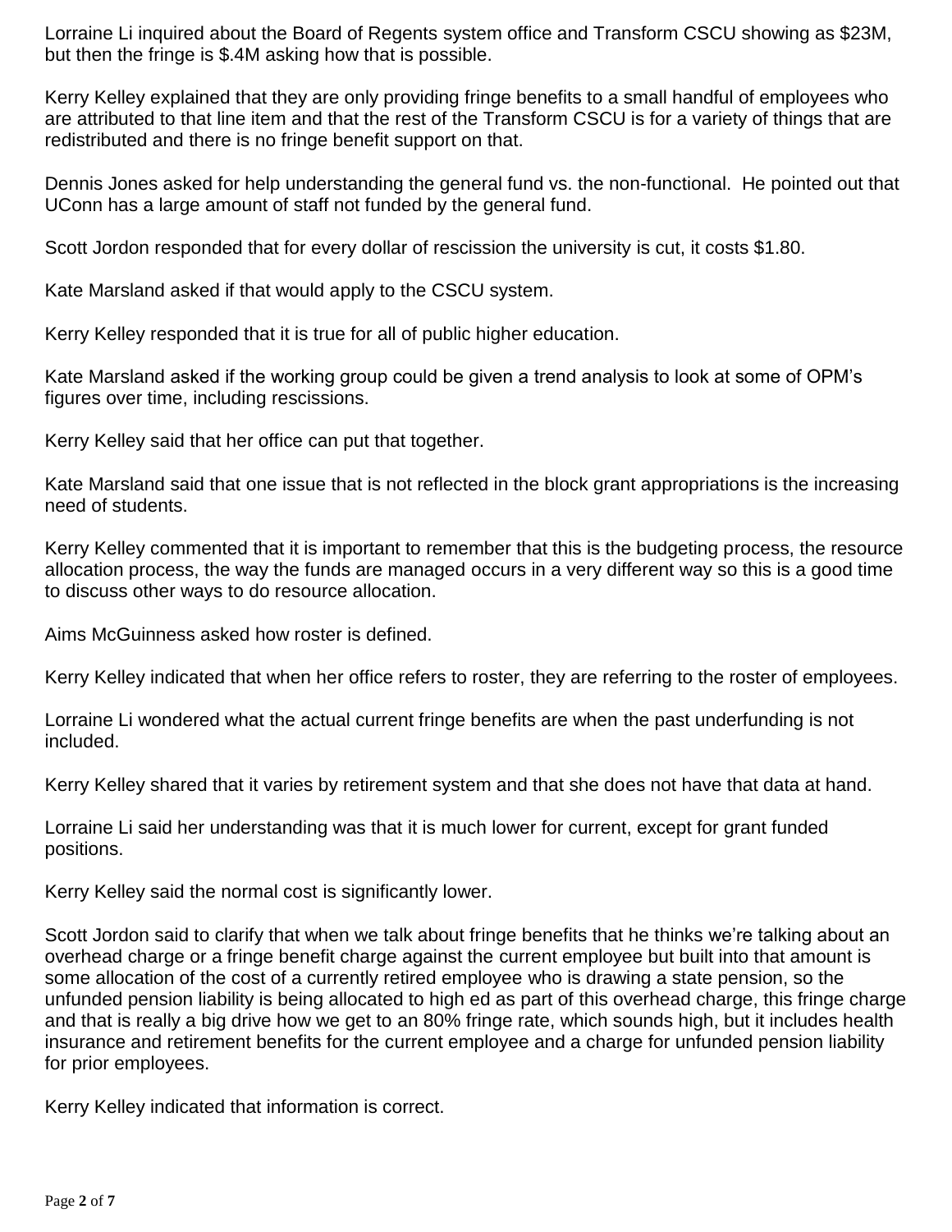Lorraine Li inquired about the Board of Regents system office and Transform CSCU showing as $23M, but then the fringe is $.4M asking how that is possible.

Kerry Kelley explained that they are only providing fringe benefits to a small handful of employees who are attributed to that line item and that the rest of the Transform CSCU is for a variety of things that are redistributed and there is no fringe benefit support on that.

Dennis Jones asked for help understanding the general fund vs. the non-functional. He pointed out that UConn has a large amount of staff not funded by the general fund.

Scott Jordon responded that for every dollar of rescission the university is cut, it costs $1.80.

Kate Marsland asked if that would apply to the CSCU system.

Kerry Kelley responded that it is true for all of public higher education.

Kate Marsland asked if the working group could be given a trend analysis to look at some of OPM's figures over time, including rescissions.

Kerry Kelley said that her office can put that together.

Kate Marsland said that one issue that is not reflected in the block grant appropriations is the increasing need of students.

Kerry Kelley commented that it is important to remember that this is the budgeting process, the resource allocation process, the way the funds are managed occurs in a very different way so this is a good time to discuss other ways to do resource allocation.

Aims McGuinness asked how roster is defined.

Kerry Kelley indicated that when her office refers to roster, they are referring to the roster of employees.

Lorraine Li wondered what the actual current fringe benefits are when the past underfunding is not included.

Kerry Kelley shared that it varies by retirement system and that she does not have that data at hand.

Lorraine Li said her understanding was that it is much lower for current, except for grant funded positions.

Kerry Kelley said the normal cost is significantly lower.

Scott Jordon said to clarify that when we talk about fringe benefits that he thinks we're talking about an overhead charge or a fringe benefit charge against the current employee but built into that amount is some allocation of the cost of a currently retired employee who is drawing a state pension, so the unfunded pension liability is being allocated to high ed as part of this overhead charge, this fringe charge and that is really a big drive how we get to an 80% fringe rate, which sounds high, but it includes health insurance and retirement benefits for the current employee and a charge for unfunded pension liability for prior employees.

Kerry Kelley indicated that information is correct.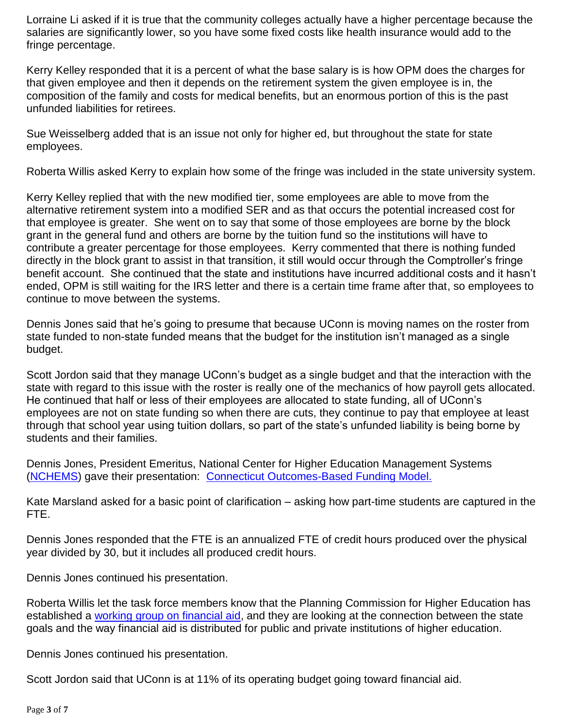Lorraine Li asked if it is true that the community colleges actually have a higher percentage because the salaries are significantly lower, so you have some fixed costs like health insurance would add to the fringe percentage.

Kerry Kelley responded that it is a percent of what the base salary is is how OPM does the charges for that given employee and then it depends on the retirement system the given employee is in, the composition of the family and costs for medical benefits, but an enormous portion of this is the past unfunded liabilities for retirees.

Sue Weisselberg added that is an issue not only for higher ed, but throughout the state for state employees.

Roberta Willis asked Kerry to explain how some of the fringe was included in the state university system.

Kerry Kelley replied that with the new modified tier, some employees are able to move from the alternative retirement system into a modified SER and as that occurs the potential increased cost for that employee is greater. She went on to say that some of those employees are borne by the block grant in the general fund and others are borne by the tuition fund so the institutions will have to contribute a greater percentage for those employees. Kerry commented that there is nothing funded directly in the block grant to assist in that transition, it still would occur through the Comptroller's fringe benefit account. She continued that the state and institutions have incurred additional costs and it hasn't ended, OPM is still waiting for the IRS letter and there is a certain time frame after that, so employees to continue to move between the systems.

Dennis Jones said that he's going to presume that because UConn is moving names on the roster from state funded to non-state funded means that the budget for the institution isn't managed as a single budget.

Scott Jordon said that they manage UConn's budget as a single budget and that the interaction with the state with regard to this issue with the roster is really one of the mechanics of how payroll gets allocated. He continued that half or less of their employees are allocated to state funding, all of UConn's employees are not on state funding so when there are cuts, they continue to pay that employee at least through that school year using tuition dollars, so part of the state's unfunded liability is being borne by students and their families.

Dennis Jones, President Emeritus, National Center for Higher Education Management Systems (NCHEMS) gave their presentation: Connecticut Outcomes-Based Funding Model.

Kate Marsland asked for a basic point of clarification – asking how part-time students are captured in the FTE.

Dennis Jones responded that the FTE is an annualized FTE of credit hours produced over the physical year divided by 30, but it includes all produced credit hours.

Dennis Jones continued his presentation.

Roberta Willis let the task force members know that the Planning Commission for Higher Education has established a working group on financial aid, and they are looking at the connection between the state goals and the way financial aid is distributed for public and private institutions of higher education.

Dennis Jones continued his presentation.

Scott Jordon said that UConn is at 11% of its operating budget going toward financial aid.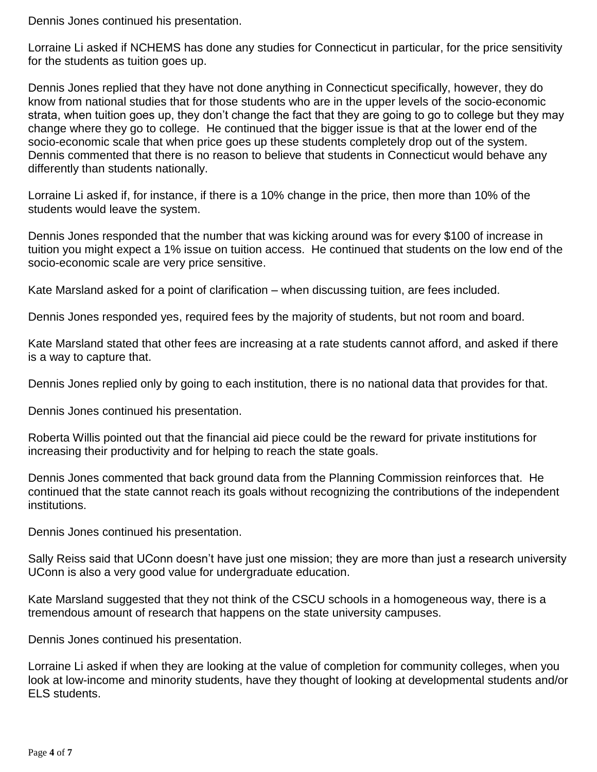Dennis Jones continued his presentation.

Lorraine Li asked if NCHEMS has done any studies for Connecticut in particular, for the price sensitivity for the students as tuition goes up.

Dennis Jones replied that they have not done anything in Connecticut specifically, however, they do know from national studies that for those students who are in the upper levels of the socio-economic strata, when tuition goes up, they don't change the fact that they are going to go to college but they may change where they go to college. He continued that the bigger issue is that at the lower end of the socio-economic scale that when price goes up these students completely drop out of the system. Dennis commented that there is no reason to believe that students in Connecticut would behave any differently than students nationally.

Lorraine Li asked if, for instance, if there is a 10% change in the price, then more than 10% of the students would leave the system.

Dennis Jones responded that the number that was kicking around was for every $100 of increase in tuition you might expect a 1% issue on tuition access. He continued that students on the low end of the socio-economic scale are very price sensitive.

Kate Marsland asked for a point of clarification – when discussing tuition, are fees included.

Dennis Jones responded yes, required fees by the majority of students, but not room and board.

Kate Marsland stated that other fees are increasing at a rate students cannot afford, and asked if there is a way to capture that.

Dennis Jones replied only by going to each institution, there is no national data that provides for that.

Dennis Jones continued his presentation.

Roberta Willis pointed out that the financial aid piece could be the reward for private institutions for increasing their productivity and for helping to reach the state goals.

Dennis Jones commented that back ground data from the Planning Commission reinforces that. He continued that the state cannot reach its goals without recognizing the contributions of the independent institutions.

Dennis Jones continued his presentation.

Sally Reiss said that UConn doesn't have just one mission; they are more than just a research university UConn is also a very good value for undergraduate education.

Kate Marsland suggested that they not think of the CSCU schools in a homogeneous way, there is a tremendous amount of research that happens on the state university campuses.

Dennis Jones continued his presentation.

Lorraine Li asked if when they are looking at the value of completion for community colleges, when you look at low-income and minority students, have they thought of looking at developmental students and/or ELS students.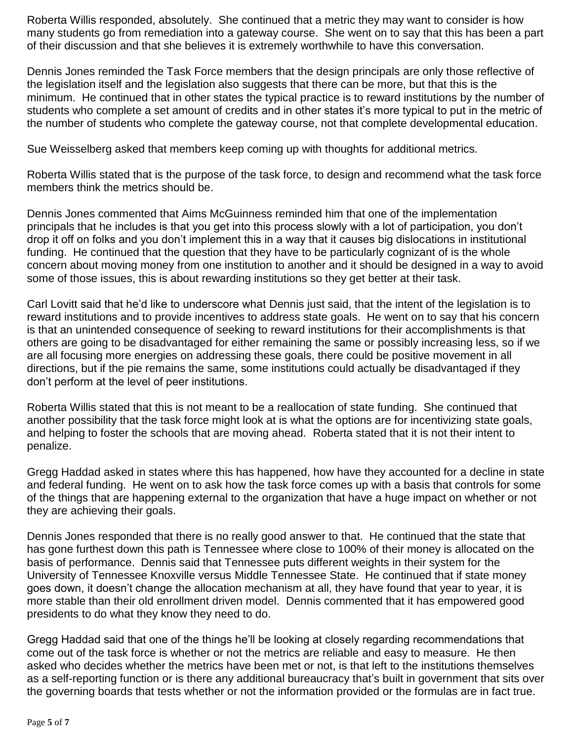Roberta Willis responded, absolutely. She continued that a metric they may want to consider is how many students go from remediation into a gateway course. She went on to say that this has been a part of their discussion and that she believes it is extremely worthwhile to have this conversation.

Dennis Jones reminded the Task Force members that the design principals are only those reflective of the legislation itself and the legislation also suggests that there can be more, but that this is the minimum. He continued that in other states the typical practice is to reward institutions by the number of students who complete a set amount of credits and in other states it's more typical to put in the metric of the number of students who complete the gateway course, not that complete developmental education.

Sue Weisselberg asked that members keep coming up with thoughts for additional metrics.

Roberta Willis stated that is the purpose of the task force, to design and recommend what the task force members think the metrics should be.

Dennis Jones commented that Aims McGuinness reminded him that one of the implementation principals that he includes is that you get into this process slowly with a lot of participation, you don't drop it off on folks and you don't implement this in a way that it causes big dislocations in institutional funding. He continued that the question that they have to be particularly cognizant of is the whole concern about moving money from one institution to another and it should be designed in a way to avoid some of those issues, this is about rewarding institutions so they get better at their task.

Carl Lovitt said that he'd like to underscore what Dennis just said, that the intent of the legislation is to reward institutions and to provide incentives to address state goals. He went on to say that his concern is that an unintended consequence of seeking to reward institutions for their accomplishments is that others are going to be disadvantaged for either remaining the same or possibly increasing less, so if we are all focusing more energies on addressing these goals, there could be positive movement in all directions, but if the pie remains the same, some institutions could actually be disadvantaged if they don't perform at the level of peer institutions.

Roberta Willis stated that this is not meant to be a reallocation of state funding. She continued that another possibility that the task force might look at is what the options are for incentivizing state goals, and helping to foster the schools that are moving ahead. Roberta stated that it is not their intent to penalize.

Gregg Haddad asked in states where this has happened, how have they accounted for a decline in state and federal funding. He went on to ask how the task force comes up with a basis that controls for some of the things that are happening external to the organization that have a huge impact on whether or not they are achieving their goals.

Dennis Jones responded that there is no really good answer to that. He continued that the state that has gone furthest down this path is Tennessee where close to 100% of their money is allocated on the basis of performance. Dennis said that Tennessee puts different weights in their system for the University of Tennessee Knoxville versus Middle Tennessee State. He continued that if state money goes down, it doesn't change the allocation mechanism at all, they have found that year to year, it is more stable than their old enrollment driven model. Dennis commented that it has empowered good presidents to do what they know they need to do.

Gregg Haddad said that one of the things he'll be looking at closely regarding recommendations that come out of the task force is whether or not the metrics are reliable and easy to measure. He then asked who decides whether the metrics have been met or not, is that left to the institutions themselves as a self-reporting function or is there any additional bureaucracy that's built in government that sits over the governing boards that tests whether or not the information provided or the formulas are in fact true.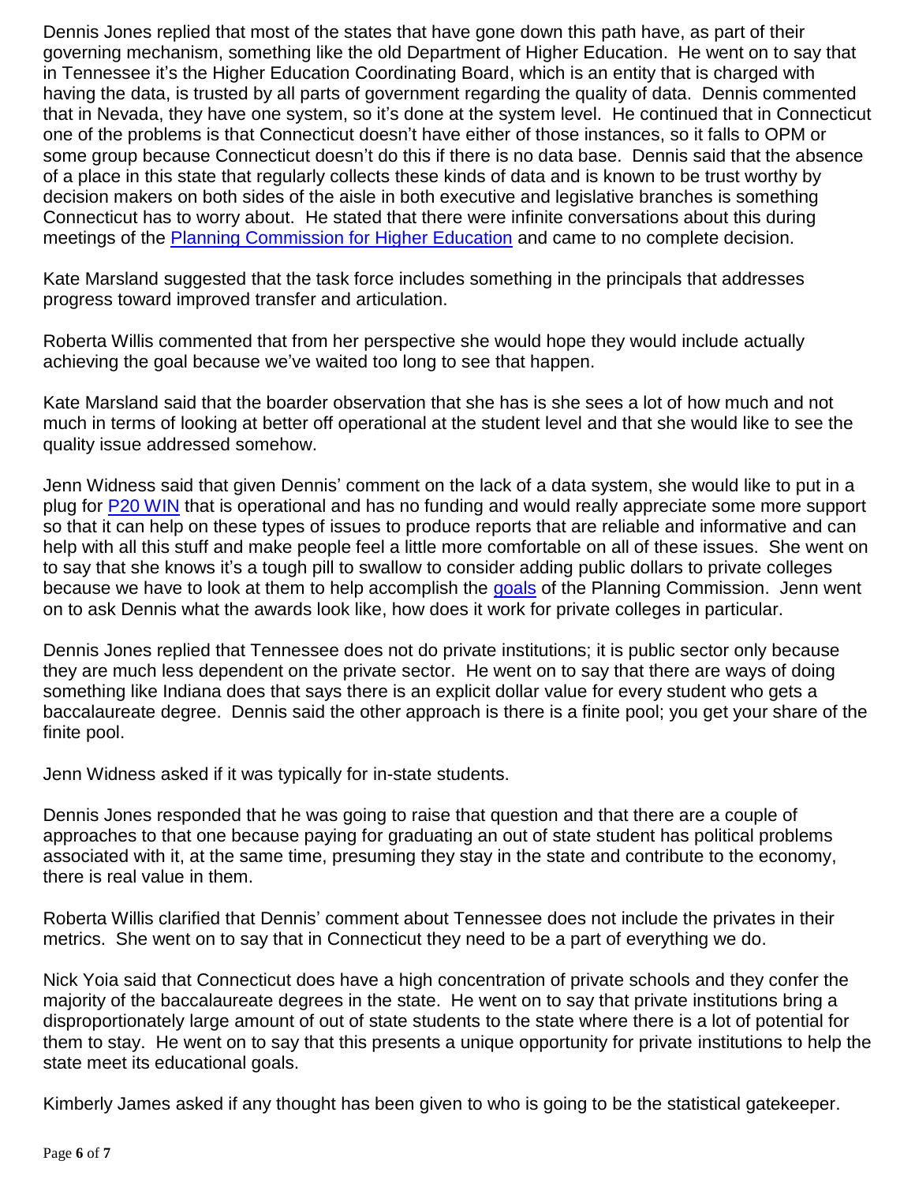Dennis Jones replied that most of the states that have gone down this path have, as part of their governing mechanism, something like the old Department of Higher Education. He went on to say that in Tennessee it's the Higher Education Coordinating Board, which is an entity that is charged with having the data, is trusted by all parts of government regarding the quality of data. Dennis commented that in Nevada, they have one system, so it's done at the system level. He continued that in Connecticut one of the problems is that Connecticut doesn't have either of those instances, so it falls to OPM or some group because Connecticut doesn't do this if there is no data base. Dennis said that the absence of a place in this state that regularly collects these kinds of data and is known to be trust worthy by decision makers on both sides of the aisle in both executive and legislative branches is something Connecticut has to worry about. He stated that there were infinite conversations about this during meetings of the Planning Commission for Higher Education and came to no complete decision.

Kate Marsland suggested that the task force includes something in the principals that addresses progress toward improved transfer and articulation.

Roberta Willis commented that from her perspective she would hope they would include actually achieving the goal because we've waited too long to see that happen.

Kate Marsland said that the boarder observation that she has is she sees a lot of how much and not much in terms of looking at better off operational at the student level and that she would like to see the quality issue addressed somehow.

Jenn Widness said that given Dennis' comment on the lack of a data system, she would like to put in a plug for P20 WIN that is operational and has no funding and would really appreciate some more support so that it can help on these types of issues to produce reports that are reliable and informative and can help with all this stuff and make people feel a little more comfortable on all of these issues. She went on to say that she knows it's a tough pill to swallow to consider adding public dollars to private colleges because we have to look at them to help accomplish the goals of the Planning Commission. Jenn went on to ask Dennis what the awards look like, how does it work for private colleges in particular.

Dennis Jones replied that Tennessee does not do private institutions; it is public sector only because they are much less dependent on the private sector. He went on to say that there are ways of doing something like Indiana does that says there is an explicit dollar value for every student who gets a baccalaureate degree. Dennis said the other approach is there is a finite pool; you get your share of the finite pool.

Jenn Widness asked if it was typically for in-state students.

Dennis Jones responded that he was going to raise that question and that there are a couple of approaches to that one because paying for graduating an out of state student has political problems associated with it, at the same time, presuming they stay in the state and contribute to the economy, there is real value in them.

Roberta Willis clarified that Dennis' comment about Tennessee does not include the privates in their metrics. She went on to say that in Connecticut they need to be a part of everything we do.

Nick Yoia said that Connecticut does have a high concentration of private schools and they confer the majority of the baccalaureate degrees in the state. He went on to say that private institutions bring a disproportionately large amount of out of state students to the state where there is a lot of potential for them to stay. He went on to say that this presents a unique opportunity for private institutions to help the state meet its educational goals.

Kimberly James asked if any thought has been given to who is going to be the statistical gatekeeper.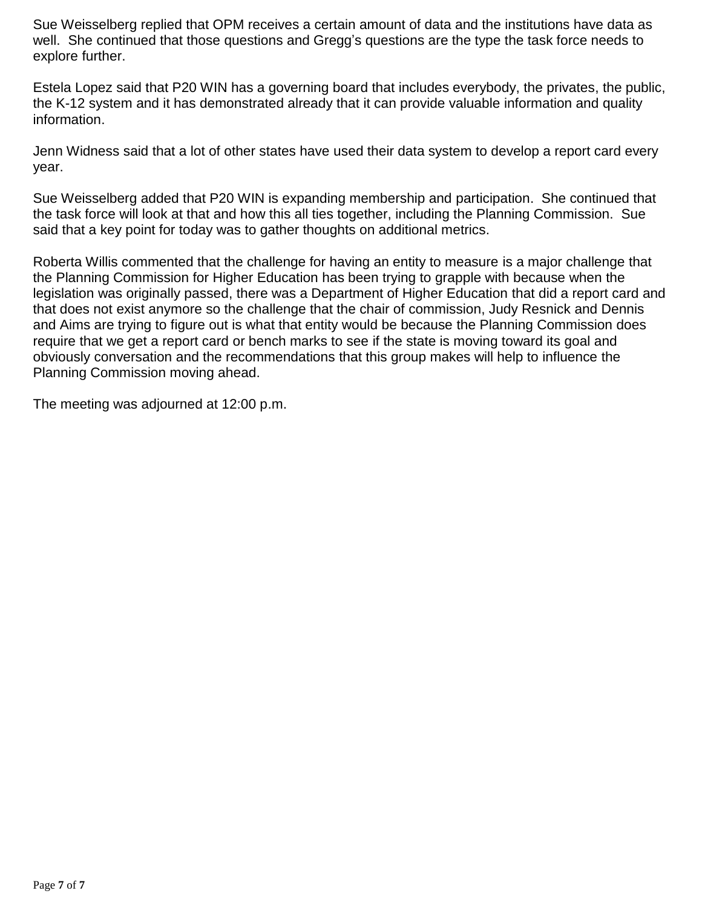Sue Weisselberg replied that OPM receives a certain amount of data and the institutions have data as well. She continued that those questions and Gregg's questions are the type the task force needs to explore further.

Estela Lopez said that P20 WIN has a governing board that includes everybody, the privates, the public, the K-12 system and it has demonstrated already that it can provide valuable information and quality information.

Jenn Widness said that a lot of other states have used their data system to develop a report card every year.

Sue Weisselberg added that P20 WIN is expanding membership and participation. She continued that the task force will look at that and how this all ties together, including the Planning Commission. Sue said that a key point for today was to gather thoughts on additional metrics.

Roberta Willis commented that the challenge for having an entity to measure is a major challenge that the Planning Commission for Higher Education has been trying to grapple with because when the legislation was originally passed, there was a Department of Higher Education that did a report card and that does not exist anymore so the challenge that the chair of commission, Judy Resnick and Dennis and Aims are trying to figure out is what that entity would be because the Planning Commission does require that we get a report card or bench marks to see if the state is moving toward its goal and obviously conversation and the recommendations that this group makes will help to influence the Planning Commission moving ahead.

The meeting was adjourned at 12:00 p.m.